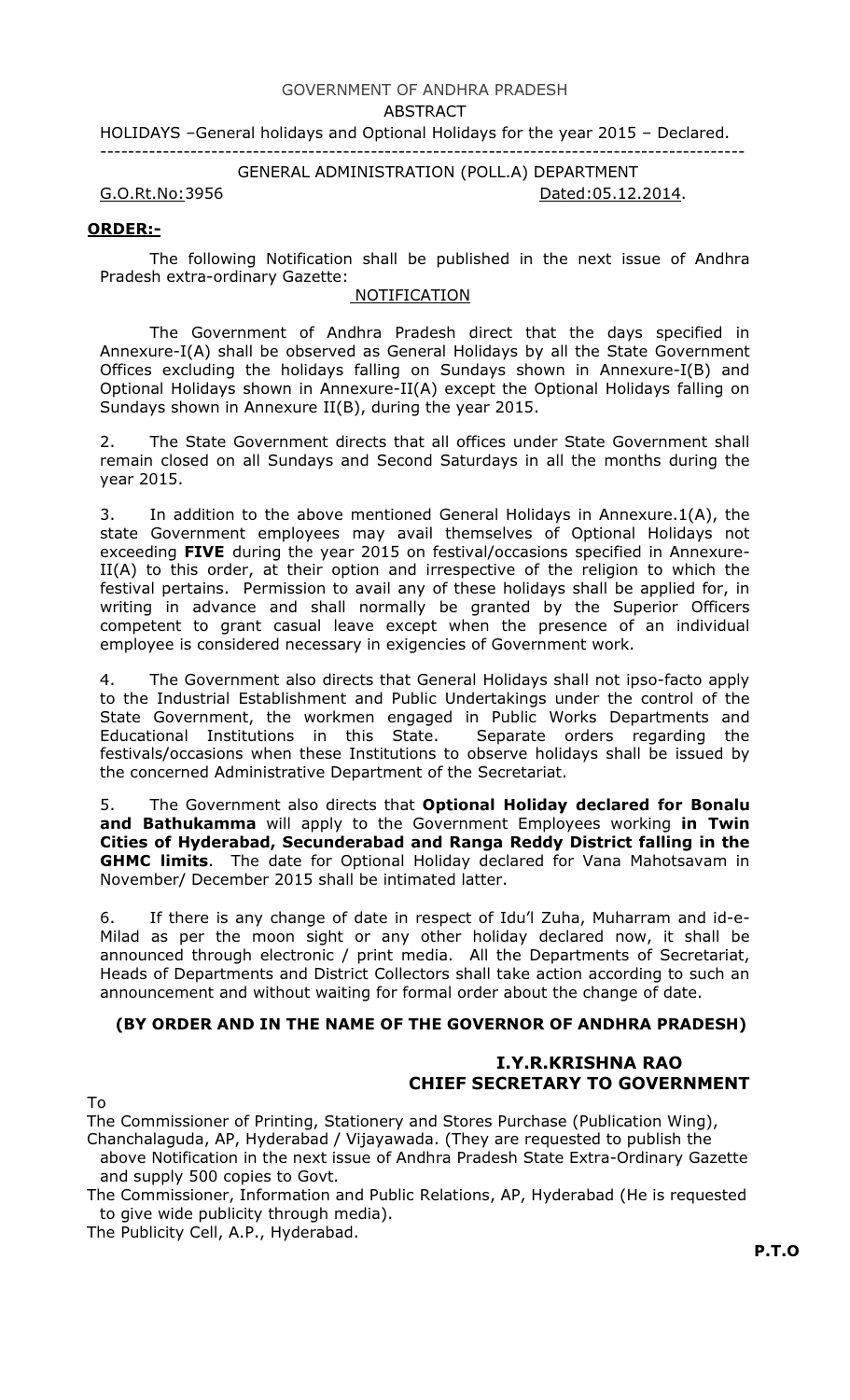GOVERNMENT OF ANDHRA PRADESH

ABSTRACT

HOLIDAYS –General holidays and Optional Holidays for the year 2015 – Declared.

---

GENERAL ADMINISTRATION (POLL.A) DEPARTMENT

G.O.Rt.No:3956 Dated:05.12.2014.

**ORDER:-**

The following Notification shall be published in the next issue of Andhra Pradesh extra-ordinary Gazette:

NOTIFICATION

The Government of Andhra Pradesh direct that the days specified in Annexure-I(A) shall be observed as General Holidays by all the State Government Offices excluding the holidays falling on Sundays shown in Annexure-I(B) and Optional Holidays shown in Annexure-II(A) except the Optional Holidays falling on Sundays shown in Annexure II(B), during the year 2015.

2. The State Government directs that all offices under State Government shall remain closed on all Sundays and Second Saturdays in all the months during the year 2015.

3. In addition to the above mentioned General Holidays in Annexure.1(A), the state Government employees may avail themselves of Optional Holidays not exceeding **FIVE** during the year 2015 on festival/occasions specified in Annexure-II(A) to this order, at their option and irrespective of the religion to which the festival pertains. Permission to avail any of these holidays shall be applied for, in writing in advance and shall normally be granted by the Superior Officers competent to grant casual leave except when the presence of an individual employee is considered necessary in exigencies of Government work.

4. The Government also directs that General Holidays shall not ipso-facto apply to the Industrial Establishment and Public Undertakings under the control of the State Government, the workmen engaged in Public Works Departments and Educational Institutions in this State. Separate orders regarding the festivals/occasions when these Institutions to observe holidays shall be issued by the concerned Administrative Department of the Secretariat.

5. The Government also directs that **Optional Holiday declared for Bonalu and Bathukamma** will apply to the Government Employees working **in Twin Cities of Hyderabad, Secunderabad and Ranga Reddy District falling in the GHMC limits**. The date for Optional Holiday declared for Vana Mahotsavam in November/ December 2015 shall be intimated latter.

6. If there is any change of date in respect of Idu'l Zuha, Muharram and id-e-Milad as per the moon sight or any other holiday declared now, it shall be announced through electronic / print media. All the Departments of Secretariat, Heads of Departments and District Collectors shall take action according to such an announcement and without waiting for formal order about the change of date.

**(BY ORDER AND IN THE NAME OF THE GOVERNOR OF ANDHRA PRADESH)**

**I.Y.R.KRISHNA RAO**
**CHIEF SECRETARY TO GOVERNMENT**

To

The Commissioner of Printing, Stationery and Stores Purchase (Publication Wing), Chanchalaguda, AP, Hyderabad / Vijayawada. (They are requested to publish the above Notification in the next issue of Andhra Pradesh State Extra-Ordinary Gazette and supply 500 copies to Govt.

The Commissioner, Information and Public Relations, AP, Hyderabad (He is requested to give wide publicity through media).

The Publicity Cell, A.P., Hyderabad.

**P.T.O**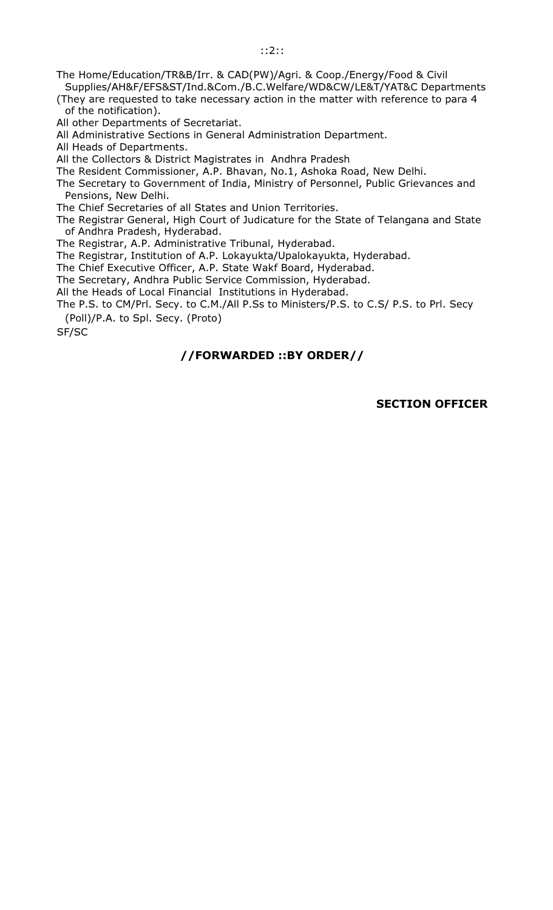The Home/Education/TR&B/Irr. & CAD(PW)/Agri. & Coop./Energy/Food & Civil Supplies/AH&F/EFS&ST/Ind.&Com./B.C.Welfare/WD&CW/LE&T/YAT&C Departments
(They are requested to take necessary action in the matter with reference to para 4 of the notification).
All other Departments of Secretariat.
All Administrative Sections in General Administration Department.
All Heads of Departments.
All the Collectors & District Magistrates in Andhra Pradesh
The Resident Commissioner, A.P. Bhavan, No.1, Ashoka Road, New Delhi.
The Secretary to Government of India, Ministry of Personnel, Public Grievances and Pensions, New Delhi.
The Chief Secretaries of all States and Union Territories.
The Registrar General, High Court of Judicature for the State of Telangana and State of Andhra Pradesh, Hyderabad.
The Registrar, A.P. Administrative Tribunal, Hyderabad.
The Registrar, Institution of A.P. Lokayukta/Upalokayukta, Hyderabad.
The Chief Executive Officer, A.P. State Wakf Board, Hyderabad.
The Secretary, Andhra Public Service Commission, Hyderabad.
All the Heads of Local Financial Institutions in Hyderabad.
The P.S. to CM/Prl. Secy. to C.M./All P.Ss to Ministers/P.S. to C.S/ P.S. to Prl. Secy (Poll)/P.A. to Spl. Secy. (Proto)
SF/SC

**//FORWARDED ::BY ORDER//**

**SECTION OFFICER**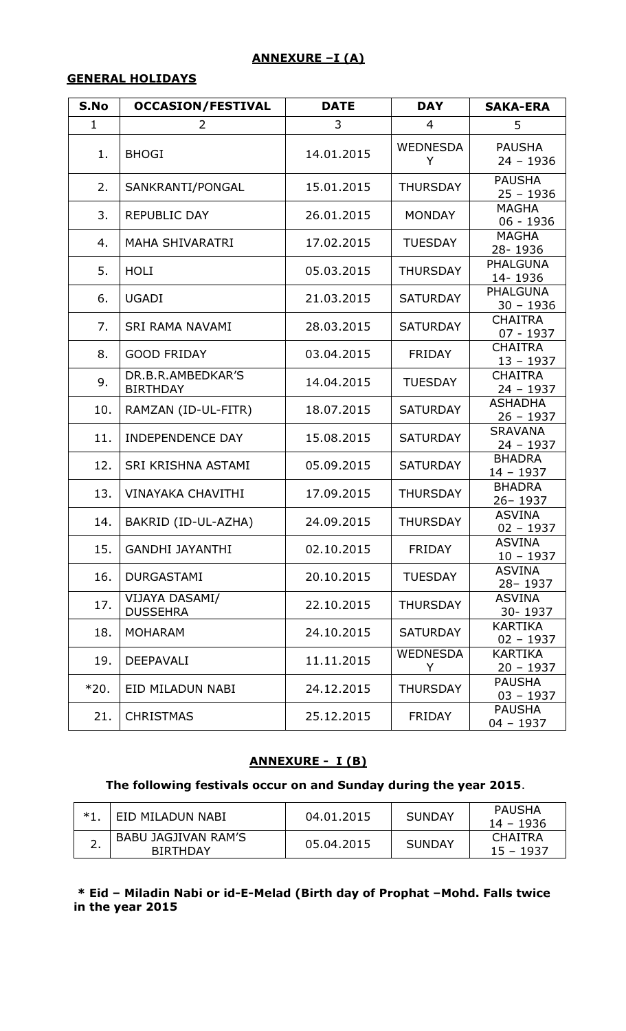## ANNEXURE –I (A)

### GENERAL HOLIDAYS

| S.No | OCCASION/FESTIVAL | DATE | DAY | SAKA-ERA |
|---|---|---|---|---|
| 1 | 2 | 3 | 4 | 5 |
| 1. | BHOGI | 14.01.2015 | WEDNESDAY | PAUSHA 24 – 1936 |
| 2. | SANKRANTI/PONGAL | 15.01.2015 | THURSDAY | PAUSHA 25 – 1936 |
| 3. | REPUBLIC DAY | 26.01.2015 | MONDAY | MAGHA 06 - 1936 |
| 4. | MAHA SHIVARATRI | 17.02.2015 | TUESDAY | MAGHA 28- 1936 |
| 5. | HOLI | 05.03.2015 | THURSDAY | PHALGUNA 14- 1936 |
| 6. | UGADI | 21.03.2015 | SATURDAY | PHALGUNA 30 – 1936 |
| 7. | SRI RAMA NAVAMI | 28.03.2015 | SATURDAY | CHAITRA 07 - 1937 |
| 8. | GOOD FRIDAY | 03.04.2015 | FRIDAY | CHAITRA 13 – 1937 |
| 9. | DR.B.R.AMBEDKAR'S BIRTHDAY | 14.04.2015 | TUESDAY | CHAITRA 24 – 1937 |
| 10. | RAMZAN (ID-UL-FITR) | 18.07.2015 | SATURDAY | ASHADHA 26 – 1937 |
| 11. | INDEPENDENCE DAY | 15.08.2015 | SATURDAY | SRAVANA 24 – 1937 |
| 12. | SRI KRISHNA ASTAMI | 05.09.2015 | SATURDAY | BHADRA 14 – 1937 |
| 13. | VINAYAKA CHAVITHI | 17.09.2015 | THURSDAY | BHADRA 26– 1937 |
| 14. | BAKRID (ID-UL-AZHA) | 24.09.2015 | THURSDAY | ASVINA 02 – 1937 |
| 15. | GANDHI JAYANTHI | 02.10.2015 | FRIDAY | ASVINA 10 – 1937 |
| 16. | DURGASTAMI | 20.10.2015 | TUESDAY | ASVINA 28– 1937 |
| 17. | VIJAYA DASAMI/ DUSSEHRA | 22.10.2015 | THURSDAY | ASVINA 30- 1937 |
| 18. | MOHARAM | 24.10.2015 | SATURDAY | KARTIKA 02 – 1937 |
| 19. | DEEPAVALI | 11.11.2015 | WEDNESDAY | KARTIKA 20 – 1937 |
| *20. | EID MILADUN NABI | 24.12.2015 | THURSDAY | PAUSHA 03 – 1937 |
| 21. | CHRISTMAS | 25.12.2015 | FRIDAY | PAUSHA 04 – 1937 |

## ANNEXURE - I (B)

**The following festivals occur on and Sunday during the year 2015**.

| | | | | |
|---|---|---|---|---|
| *1. | EID MILADUN NABI | 04.01.2015 | SUNDAY | PAUSHA 14 – 1936 |
| 2. | BABU JAGJIVAN RAM'S BIRTHDAY | 05.04.2015 | SUNDAY | CHAITRA 15 – 1937 |

**\* Eid – Miladin Nabi or id-E-Melad (Birth day of Prophat –Mohd. Falls twice in the year 2015**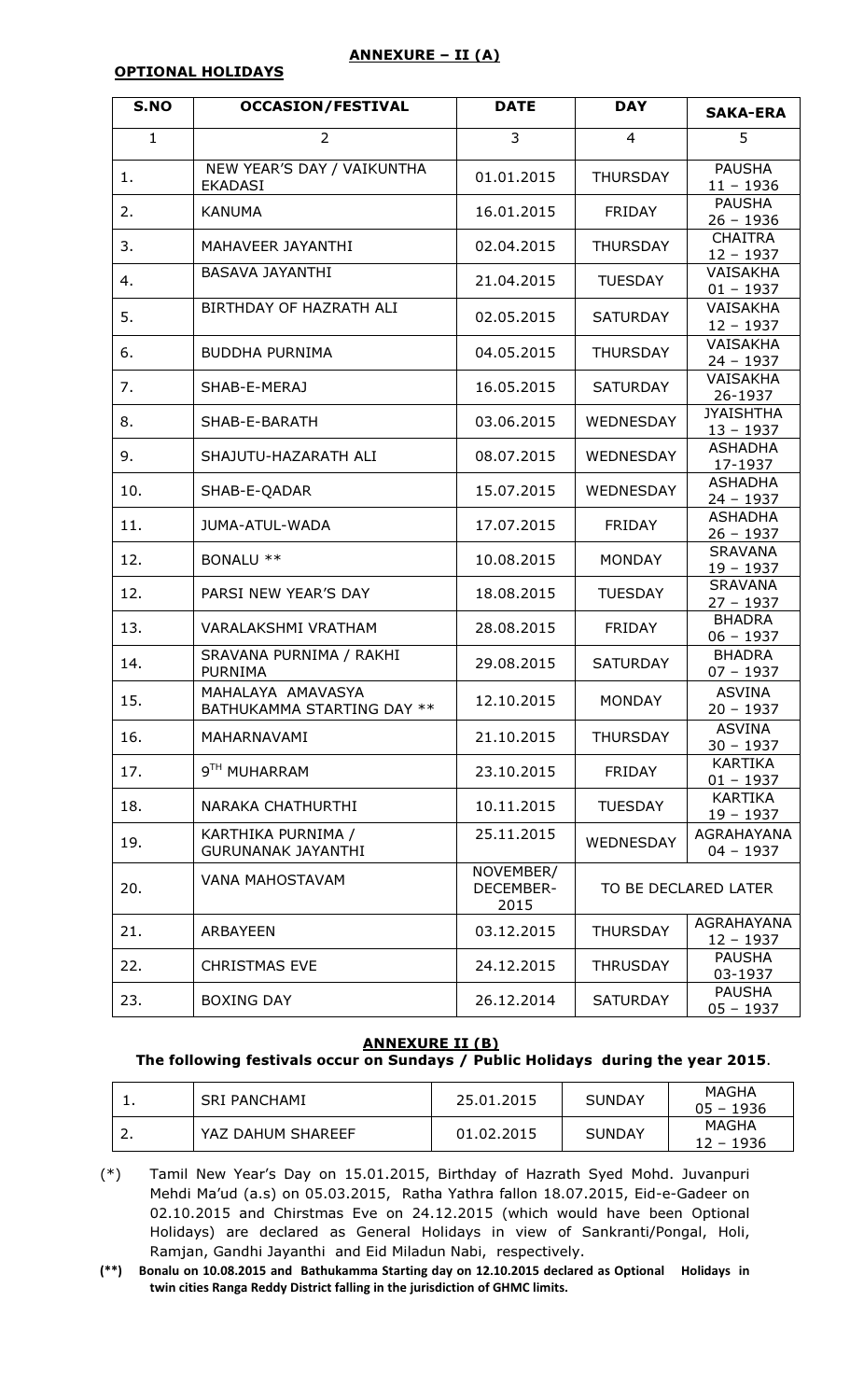## ANNEXURE – II (A)

**OPTIONAL HOLIDAYS**

| S.NO | OCCASION/FESTIVAL | DATE | DAY | SAKA-ERA |
|---|---|---|---|---|
| 1 | 2 | 3 | 4 | 5 |
| 1. | NEW YEAR'S DAY / VAIKUNTHA EKADASI | 01.01.2015 | THURSDAY | PAUSHA 11 – 1936 |
| 2. | KANUMA | 16.01.2015 | FRIDAY | PAUSHA 26 – 1936 |
| 3. | MAHAVEER JAYANTHI | 02.04.2015 | THURSDAY | CHAITRA 12 – 1937 |
| 4. | BASAVA JAYANTHI | 21.04.2015 | TUESDAY | VAISAKHA 01 – 1937 |
| 5. | BIRTHDAY OF HAZRATH ALI | 02.05.2015 | SATURDAY | VAISAKHA 12 – 1937 |
| 6. | BUDDHA PURNIMA | 04.05.2015 | THURSDAY | VAISAKHA 24 – 1937 |
| 7. | SHAB-E-MERAJ | 16.05.2015 | SATURDAY | VAISAKHA 26-1937 |
| 8. | SHAB-E-BARATH | 03.06.2015 | WEDNESDAY | JYAISHTHA 13 – 1937 |
| 9. | SHAJUTU-HAZARATH ALI | 08.07.2015 | WEDNESDAY | ASHADHA 17-1937 |
| 10. | SHAB-E-QADAR | 15.07.2015 | WEDNESDAY | ASHADHA 24 – 1937 |
| 11. | JUMA-ATUL-WADA | 17.07.2015 | FRIDAY | ASHADHA 26 – 1937 |
| 12. | BONALU ** | 10.08.2015 | MONDAY | SRAVANA 19 – 1937 |
| 12. | PARSI NEW YEAR'S DAY | 18.08.2015 | TUESDAY | SRAVANA 27 – 1937 |
| 13. | VARALAKSHMI VRATHAM | 28.08.2015 | FRIDAY | BHADRA 06 – 1937 |
| 14. | SRAVANA PURNIMA / RAKHI PURNIMA | 29.08.2015 | SATURDAY | BHADRA 07 – 1937 |
| 15. | MAHALAYA AMAVASYA BATHUKAMMA STARTING DAY ** | 12.10.2015 | MONDAY | ASVINA 20 – 1937 |
| 16. | MAHARNAVAMI | 21.10.2015 | THURSDAY | ASVINA 30 – 1937 |
| 17. | 9TH MUHARRAM | 23.10.2015 | FRIDAY | KARTIKA 01 – 1937 |
| 18. | NARAKA CHATHURTHI | 10.11.2015 | TUESDAY | KARTIKA 19 – 1937 |
| 19. | KARTHIKA PURNIMA / GURUNANAK JAYANTHI | 25.11.2015 | WEDNESDAY | AGRAHAYANA 04 – 1937 |
| 20. | VANA MAHOSTAVAM | NOVEMBER/ DECEMBER-2015 | TO BE DECLARED LATER | |
| 21. | ARBAYEEN | 03.12.2015 | THURSDAY | AGRAHAYANA 12 – 1937 |
| 22. | CHRISTMAS EVE | 24.12.2015 | THRUSDAY | PAUSHA 03-1937 |
| 23. | BOXING DAY | 26.12.2014 | SATURDAY | PAUSHA 05 – 1937 |

## ANNEXURE II (B)

**The following festivals occur on Sundays / Public Holidays during the year 2015.**

| | | | | |
|---|---|---|---|---|
| 1. | SRI PANCHAMI | 25.01.2015 | SUNDAY | MAGHA 05 – 1936 |
| 2. | YAZ DAHUM SHAREEF | 01.02.2015 | SUNDAY | MAGHA 12 – 1936 |

(*) Tamil New Year's Day on 15.01.2015, Birthday of Hazrath Syed Mohd. Juvanpuri Mehdi Ma'ud (a.s) on 05.03.2015, Ratha Yathra fallon 18.07.2015, Eid-e-Gadeer on 02.10.2015 and Chirstmas Eve on 24.12.2015 (which would have been Optional Holidays) are declared as General Holidays in view of Sankranti/Pongal, Holi, Ramjan, Gandhi Jayanthi and Eid Miladun Nabi, respectively.

**(**) Bonalu on 10.08.2015 and Bathukamma Starting day on 12.10.2015 declared as Optional Holidays in twin cities Ranga Reddy District falling in the jurisdiction of GHMC limits.**